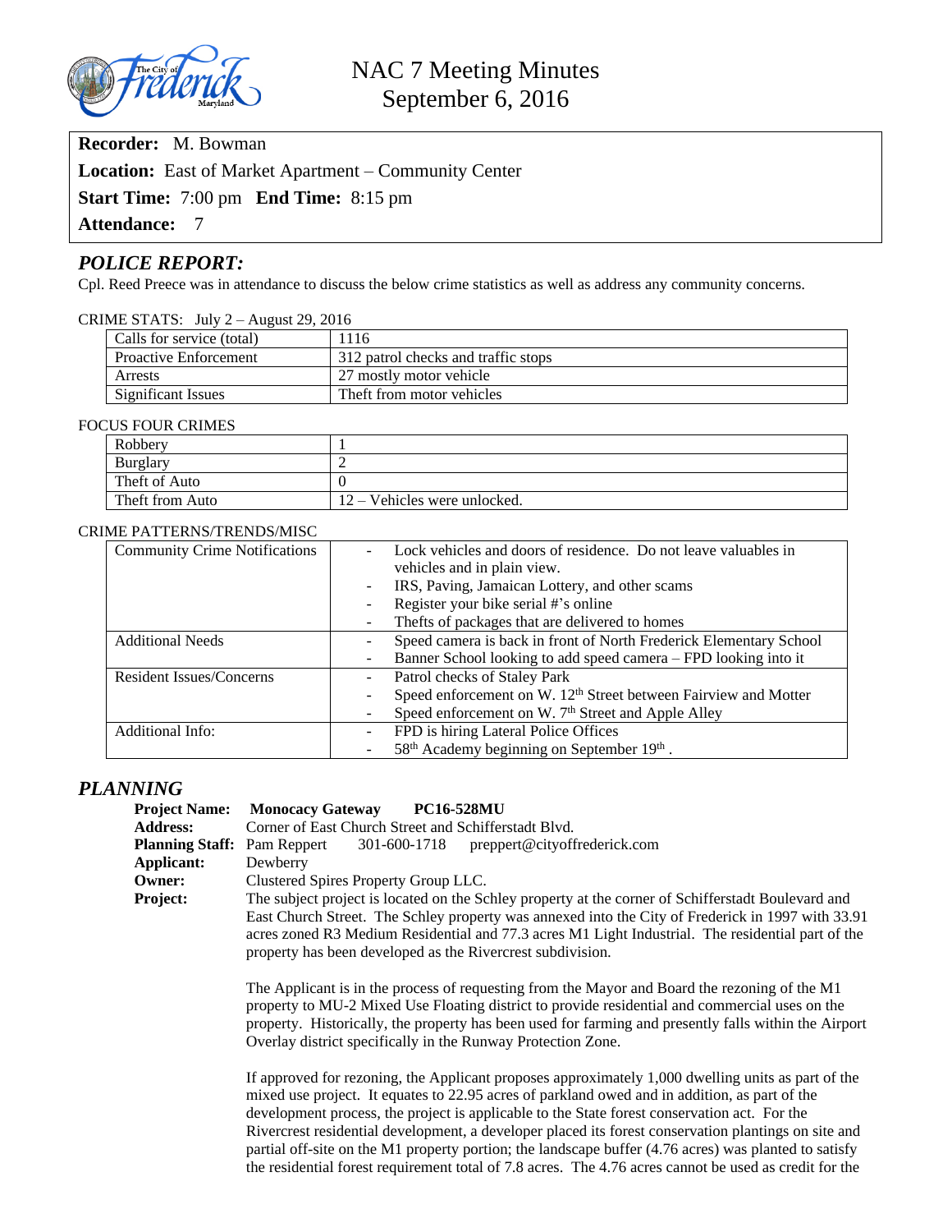# NAC 7 Meeting Minutes
## September 6, 2016

**Recorder:** M. Bowman
**Location:** East of Market Apartment – Community Center
**Start Time:** 7:00 pm **End Time:** 8:15 pm
**Attendance:** 7

## *POLICE REPORT:*

Cpl. Reed Preece was in attendance to discuss the below crime statistics as well as address any community concerns.

CRIME STATS: July 2 – August 29, 2016

| | |
|---|---|
| Calls for service (total) | 1116 |
| Proactive Enforcement | 312 patrol checks and traffic stops |
| Arrests | 27 mostly motor vehicle |
| Significant Issues | Theft from motor vehicles |

FOCUS FOUR CRIMES

| | |
|---|---|
| Robbery | 1 |
| Burglary | 2 |
| Theft of Auto | 0 |
| Theft from Auto | 12 – Vehicles were unlocked. |

CRIME PATTERNS/TRENDS/MISC

| | |
|---|---|
| Community Crime Notifications | - Lock vehicles and doors of residence. Do not leave valuables in vehicles and in plain view.<br>- IRS, Paving, Jamaican Lottery, and other scams<br>- Register your bike serial #'s online<br>- Thefts of packages that are delivered to homes |
| Additional Needs | - Speed camera is back in front of North Frederick Elementary School<br>- Banner School looking to add speed camera – FPD looking into it |
| Resident Issues/Concerns | - Patrol checks of Staley Park<br>- Speed enforcement on W. 12th Street between Fairview and Motter<br>- Speed enforcement on W. 7th Street and Apple Alley |
| Additional Info: | - FPD is hiring Lateral Police Offices<br>- 58th Academy beginning on September 19th . |

## *PLANNING*

**Project Name:** **Monocacy Gateway PC16-528MU**
**Address:** Corner of East Church Street and Schifferstadt Blvd.
**Planning Staff:** Pam Reppert 301-600-1718 preppert@cityoffrederick.com
**Applicant:** Dewberry
**Owner:** Clustered Spires Property Group LLC.
**Project:** The subject project is located on the Schley property at the corner of Schifferstadt Boulevard and East Church Street. The Schley property was annexed into the City of Frederick in 1997 with 33.91 acres zoned R3 Medium Residential and 77.3 acres M1 Light Industrial. The residential part of the property has been developed as the Rivercrest subdivision.

The Applicant is in the process of requesting from the Mayor and Board the rezoning of the M1 property to MU-2 Mixed Use Floating district to provide residential and commercial uses on the property. Historically, the property has been used for farming and presently falls within the Airport Overlay district specifically in the Runway Protection Zone.

If approved for rezoning, the Applicant proposes approximately 1,000 dwelling units as part of the mixed use project. It equates to 22.95 acres of parkland owed and in addition, as part of the development process, the project is applicable to the State forest conservation act. For the Rivercrest residential development, a developer placed its forest conservation plantings on site and partial off-site on the M1 property portion; the landscape buffer (4.76 acres) was planted to satisfy the residential forest requirement total of 7.8 acres. The 4.76 acres cannot be used as credit for the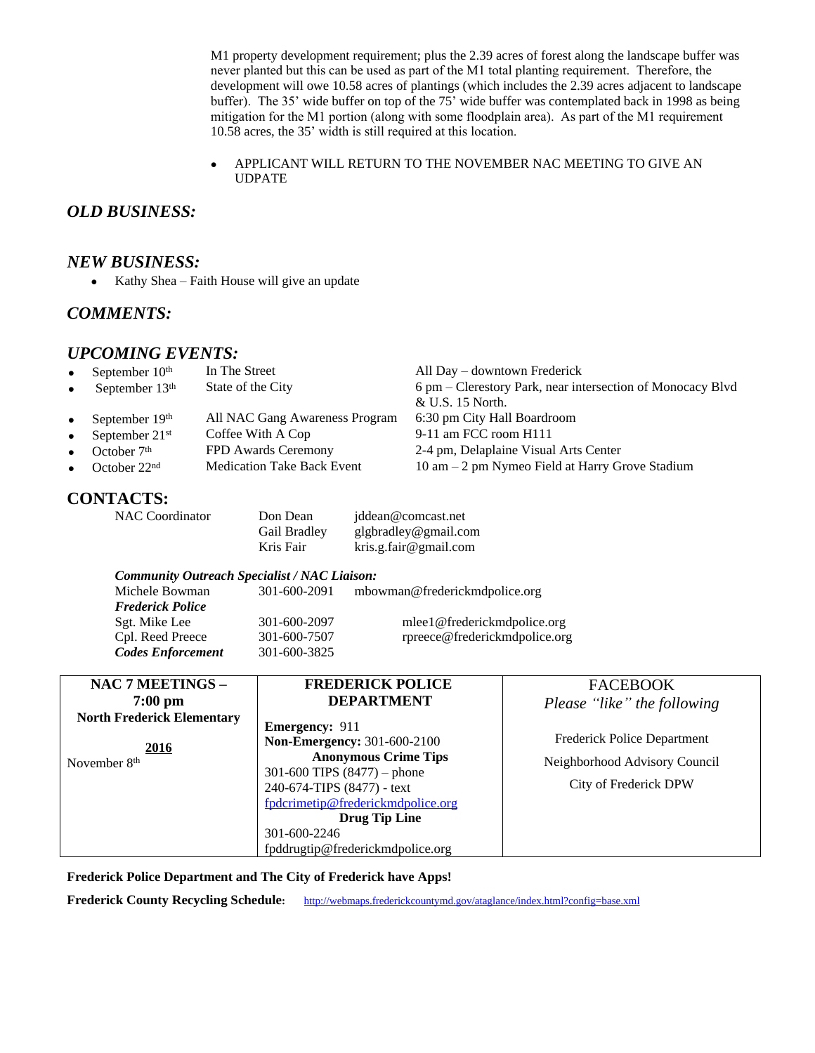M1 property development requirement; plus the 2.39 acres of forest along the landscape buffer was never planted but this can be used as part of the M1 total planting requirement. Therefore, the development will owe 10.58 acres of plantings (which includes the 2.39 acres adjacent to landscape buffer). The 35' wide buffer on top of the 75' wide buffer was contemplated back in 1998 as being mitigation for the M1 portion (along with some floodplain area). As part of the M1 requirement 10.58 acres, the 35' width is still required at this location.

- APPLICANT WILL RETURN TO THE NOVEMBER NAC MEETING TO GIVE AN UDPATE

## *OLD BUSINESS:*

## *NEW BUSINESS:*

- Kathy Shea – Faith House will give an update

## *COMMENTS:*

## *UPCOMING EVENTS:*

| | | |
|---|---|---|
| • September 10th | In The Street | All Day – downtown Frederick |
| • September 13th | State of the City | 6 pm – Clerestory Park, near intersection of Monocacy Blvd & U.S. 15 North. |
| • September 19th | All NAC Gang Awareness Program | 6:30 pm City Hall Boardroom |
| • September 21st | Coffee With A Cop | 9-11 am FCC room H111 |
| • October 7th | FPD Awards Ceremony | 2-4 pm, Delaplaine Visual Arts Center |
| • October 22nd | Medication Take Back Event | 10 am – 2 pm Nymeo Field at Harry Grove Stadium |

## CONTACTS:

| | | |
|---|---|---|
| NAC Coordinator | Don Dean | jddean@comcast.net |
| | Gail Bradley | glgbradley@gmail.com |
| | Kris Fair | kris.g.fair@gmail.com |

***Community Outreach Specialist / NAC Liaison:***

| | | |
|---|---|---|
| Michele Bowman | 301-600-2091 | mbowman@frederickmdpolice.org |
| ***Frederick Police*** | | |
| Sgt. Mike Lee | 301-600-2097 | mlee1@frederickmdpolice.org |
| Cpl. Reed Preece | 301-600-7507 | rpreece@frederickmdpolice.org |
| ***Codes Enforcement*** | 301-600-3825 | |

| **NAC 7 MEETINGS – 7:00 pm**<br>**North Frederick Elementary** | **FREDERICK POLICE DEPARTMENT** | FACEBOOK<br>*Please "like" the following* |
|---|---|---|
| **2016**<br>November 8th | **Emergency:** 911<br>**Non-Emergency:** 301-600-2100<br>**Anonymous Crime Tips**<br>301-600 TIPS (8477) – phone<br>240-674-TIPS (8477) - text<br>fpdcrimetip@frederickmdpolice.org<br>**Drug Tip Line**<br>301-600-2246<br>fpddrugtip@frederickmdpolice.org | Frederick Police Department<br>Neighborhood Advisory Council<br>City of Frederick DPW |

**Frederick Police Department and The City of Frederick have Apps!**

**Frederick County Recycling Schedule:** http://webmaps.frederickcountymd.gov/ataglance/index.html?config=base.xml